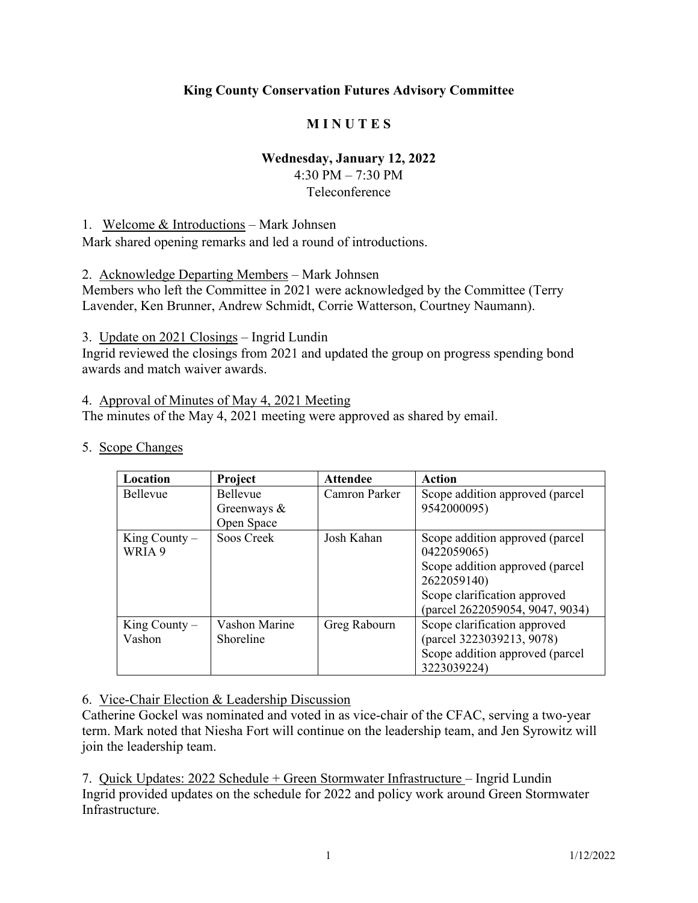**King County Conservation Futures Advisory Committee**

**M I N U T E S**

**Wednesday, January 12, 2022**
4:30 PM – 7:30 PM
Teleconference

1. Welcome & Introductions – Mark Johnsen
Mark shared opening remarks and led a round of introductions.

2. Acknowledge Departing Members – Mark Johnsen
Members who left the Committee in 2021 were acknowledged by the Committee (Terry Lavender, Ken Brunner, Andrew Schmidt, Corrie Watterson, Courtney Naumann).

3. Update on 2021 Closings – Ingrid Lundin
Ingrid reviewed the closings from 2021 and updated the group on progress spending bond awards and match waiver awards.

4. Approval of Minutes of May 4, 2021 Meeting
The minutes of the May 4, 2021 meeting were approved as shared by email.

5. Scope Changes

| Location | Project | Attendee | Action |
|---|---|---|---|
| Bellevue | Bellevue Greenways & Open Space | Camron Parker | Scope addition approved (parcel 9542000095) |
| King County – WRIA 9 | Soos Creek | Josh Kahan | Scope addition approved (parcel 0422059065)<br>Scope addition approved (parcel 2622059140)<br>Scope clarification approved (parcel 2622059054, 9047, 9034) |
| King County – Vashon | Vashon Marine Shoreline | Greg Rabourn | Scope clarification approved (parcel 3223039213, 9078)<br>Scope addition approved (parcel 3223039224) |

6. Vice-Chair Election & Leadership Discussion
Catherine Gockel was nominated and voted in as vice-chair of the CFAC, serving a two-year term. Mark noted that Niesha Fort will continue on the leadership team, and Jen Syrowitz will join the leadership team.

7. Quick Updates: 2022 Schedule + Green Stormwater Infrastructure – Ingrid Lundin
Ingrid provided updates on the schedule for 2022 and policy work around Green Stormwater Infrastructure.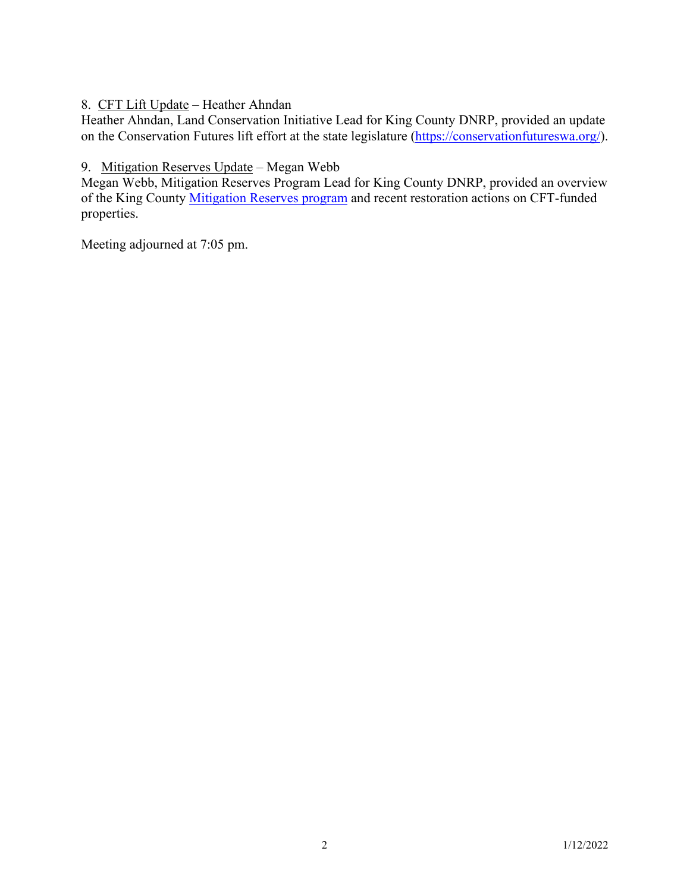8. <u>CFT Lift Update</u> – Heather Ahndan
Heather Ahndan, Land Conservation Initiative Lead for King County DNRP, provided an update on the Conservation Futures lift effort at the state legislature ([https://conservationfutureswa.org/](https://conservationfutureswa.org/)).

9. <u>Mitigation Reserves Update</u> – Megan Webb
Megan Webb, Mitigation Reserves Program Lead for King County DNRP, provided an overview of the King County [Mitigation Reserves program](Mitigation Reserves program) and recent restoration actions on CFT-funded properties.

Meeting adjourned at 7:05 pm.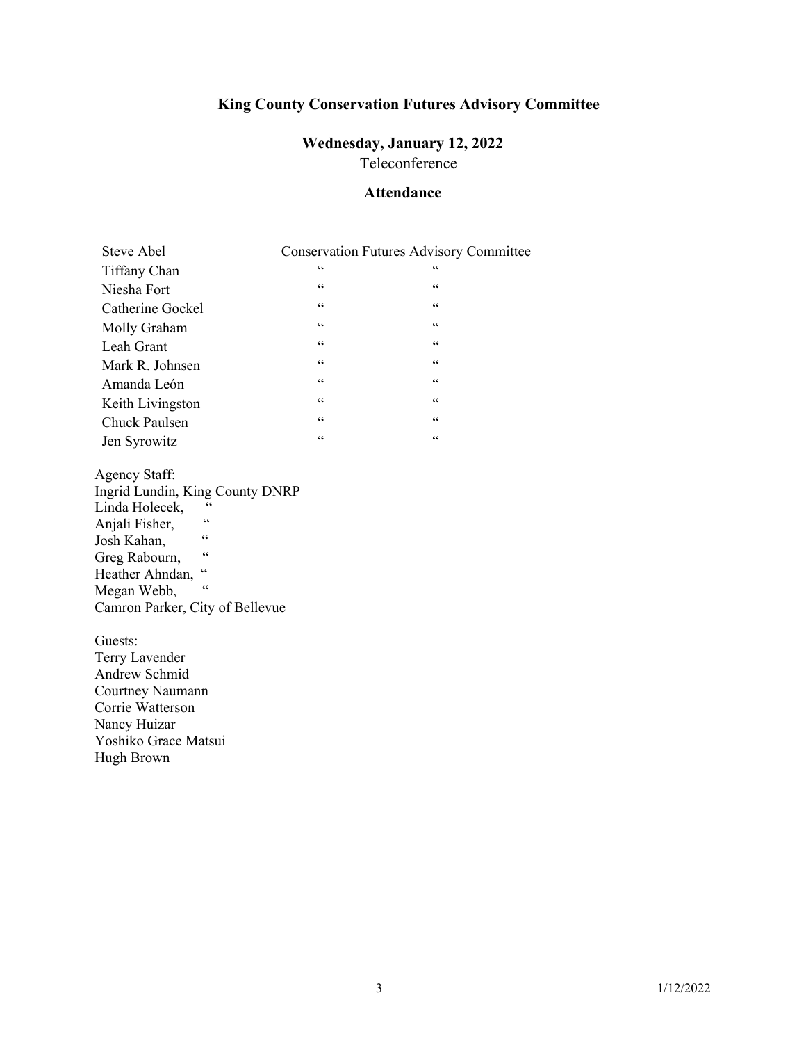**King County Conservation Futures Advisory Committee**

**Wednesday, January 12, 2022**

Teleconference

**Attendance**

| | | |
|---|---|---|
| Steve Abel | Conservation Futures Advisory Committee | |
| Tiffany Chan | " | " |
| Niesha Fort | " | " |
| Catherine Gockel | " | " |
| Molly Graham | " | " |
| Leah Grant | " | " |
| Mark R. Johnsen | " | " |
| Amanda León | " | " |
| Keith Livingston | " | " |
| Chuck Paulsen | " | " |
| Jen Syrowitz | " | " |

Agency Staff:
Ingrid Lundin, King County DNRP
Linda Holecek, "
Anjali Fisher, "
Josh Kahan, "
Greg Rabourn, "
Heather Ahndan, "
Megan Webb, "
Camron Parker, City of Bellevue

Guests:
Terry Lavender
Andrew Schmid
Courtney Naumann
Corrie Watterson
Nancy Huizar
Yoshiko Grace Matsui
Hugh Brown